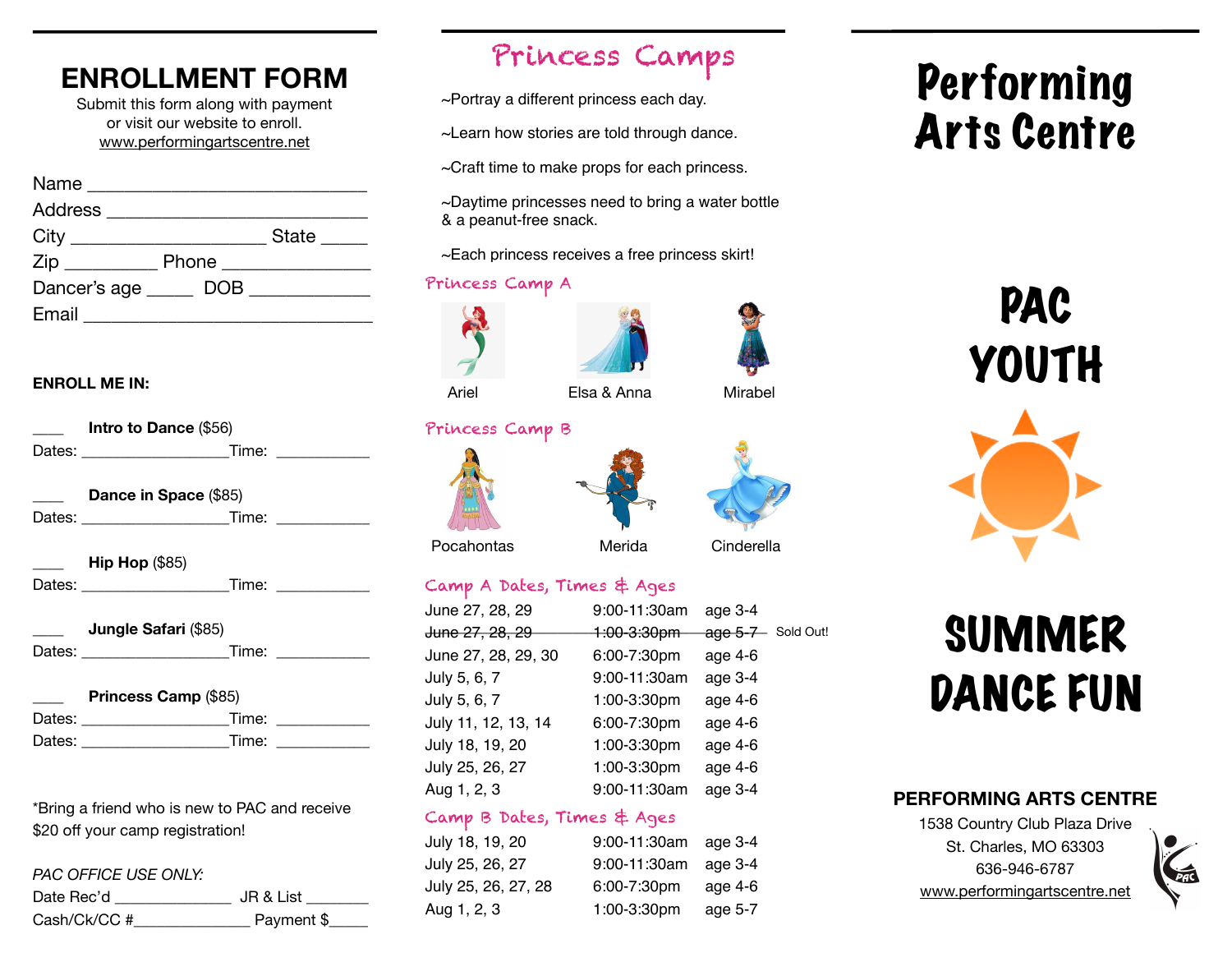# ENROLLMENT FORM

Submit this form along with payment or visit our website to enroll.
www.performingartscentre.net

Name ______________________________
Address ___________________________
City ____________________ State _____
Zip _________ Phone _______________
Dancer's age _____ DOB ____________
Email _______________________________

**ENROLL ME IN:**

____ **Intro to Dance** ($56)
Dates: _________________Time: ___________

____ **Dance in Space** ($85)
Dates: _________________Time: ___________

____ **Hip Hop** ($85)
Dates: _________________Time: ___________

____ **Jungle Safari** ($85)
Dates: _________________Time: ___________

____ **Princess Camp** ($85)
Dates: _________________Time: ___________
Dates: _________________Time: ___________

*Bring a friend who is new to PAC and receive $20 off your camp registration!

*PAC OFFICE USE ONLY:*
Date Rec'd ______________ JR & List ________
Cash/Ck/CC #______________ Payment $_____

# Princess Camps

~Portray a different princess each day.

~Learn how stories are told through dance.

~Craft time to make props for each princess.

~Daytime princesses need to bring a water bottle & a peanut-free snack.

~Each princess receives a free princess skirt!

## Princess Camp A

Ariel    Elsa & Anna    Mirabel

## Princess Camp B

Pocahontas    Merida    Cinderella

## Camp A Dates, Times & Ages

| Dates | Time | Ages | |
|---|---|---|---|
| June 27, 28, 29 | 9:00-11:30am | age 3-4 | |
| ~~June 27, 28, 29~~ | ~~1:00-3:30pm~~ | ~~age 5-7~~ | Sold Out! |
| June 27, 28, 29, 30 | 6:00-7:30pm | age 4-6 | |
| July 5, 6, 7 | 9:00-11:30am | age 3-4 | |
| July 5, 6, 7 | 1:00-3:30pm | age 4-6 | |
| July 11, 12, 13, 14 | 6:00-7:30pm | age 4-6 | |
| July 18, 19, 20 | 1:00-3:30pm | age 4-6 | |
| July 25, 26, 27 | 1:00-3:30pm | age 4-6 | |
| Aug 1, 2, 3 | 9:00-11:30am | age 3-4 | |

## Camp B Dates, Times & Ages

| Dates | Time | Ages |
|---|---|---|
| July 18, 19, 20 | 9:00-11:30am | age 3-4 |
| July 25, 26, 27 | 9:00-11:30am | age 3-4 |
| July 25, 26, 27, 28 | 6:00-7:30pm | age 4-6 |
| Aug 1, 2, 3 | 1:00-3:30pm | age 5-7 |

# Performing Arts Centre

# PAC YOUTH

# SUMMER DANCE FUN

**PERFORMING ARTS CENTRE**
1538 Country Club Plaza Drive
St. Charles, MO 63303
636-946-6787
www.performingartscentre.net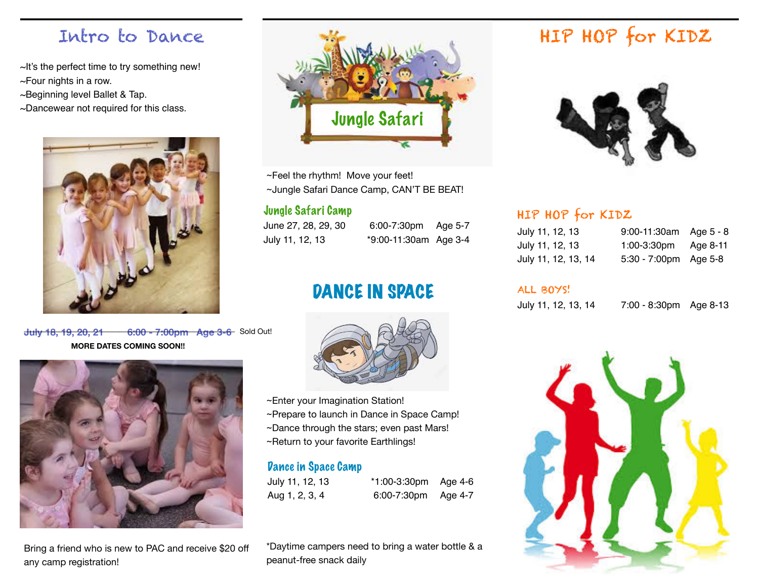## Intro to Dance

~It's the perfect time to try something new!
~Four nights in a row.
~Beginning level Ballet & Tap.
~Dancewear not required for this class.

~~July 18, 19, 20, 21 6:00 - 7:00pm Age 3-6~~ Sold Out!

**MORE DATES COMING SOON!!**

Bring a friend who is new to PAC and receive $20 off any camp registration!

## Jungle Safari

~Feel the rhythm! Move your feet!
~Jungle Safari Dance Camp, CAN'T BE BEAT!

### Jungle Safari Camp

| | | |
|---|---|---|
| June 27, 28, 29, 30 | 6:00-7:30pm | Age 5-7 |
| July 11, 12, 13 | *9:00-11:30am | Age 3-4 |

## DANCE IN SPACE

~Enter your Imagination Station!
~Prepare to launch in Dance in Space Camp!
~Dance through the stars; even past Mars!
~Return to your favorite Earthlings!

### Dance in Space Camp

| | | |
|---|---|---|
| July 11, 12, 13 | *1:00-3:30pm | Age 4-6 |
| Aug 1, 2, 3, 4 | 6:00-7:30pm | Age 4-7 |

*Daytime campers need to bring a water bottle & a peanut-free snack daily

## HIP HOP for KIDZ

### HIP HOP for KIDZ

| | | |
|---|---|---|
| July 11, 12, 13 | 9:00-11:30am | Age 5 - 8 |
| July 11, 12, 13 | 1:00-3:30pm | Age 8-11 |
| July 11, 12, 13, 14 | 5:30 - 7:00pm | Age 5-8 |

### ALL BOYS!

| | | |
|---|---|---|
| July 11, 12, 13, 14 | 7:00 - 8:30pm | Age 8-13 |